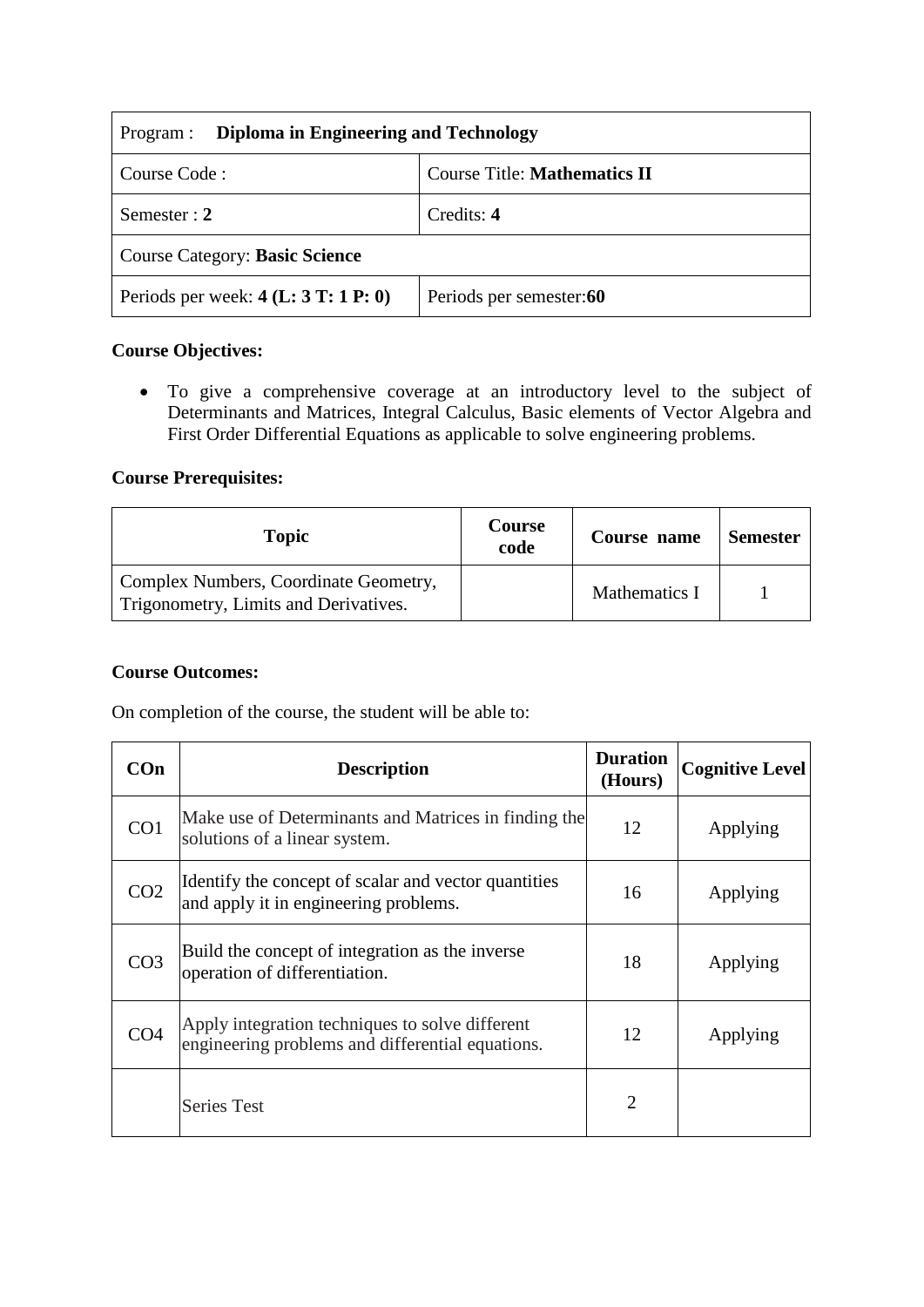| Program : **Diploma in Engineering and Technology** | |
|---|---|
| Course Code : | Course Title: **Mathematics II** |
| Semester : **2** | Credits: **4** |
| Course Category: **Basic Science** | |
| Periods per week: **4 (L: 3 T: 1 P: 0)** | Periods per semester:**60** |

**Course Objectives:**

- To give a comprehensive coverage at an introductory level to the subject of Determinants and Matrices, Integral Calculus, Basic elements of Vector Algebra and First Order Differential Equations as applicable to solve engineering problems.

**Course Prerequisites:**

| Topic | Course code | Course name | Semester |
|---|---|---|---|
| Complex Numbers, Coordinate Geometry, Trigonometry, Limits and Derivatives. | | Mathematics I | 1 |

**Course Outcomes:**

On completion of the course, the student will be able to:

| COn | Description | Duration (Hours) | Cognitive Level |
|---|---|---|---|
| CO1 | Make use of Determinants and Matrices in finding the solutions of a linear system. | 12 | Applying |
| CO2 | Identify the concept of scalar and vector quantities and apply it in engineering problems. | 16 | Applying |
| CO3 | Build the concept of integration as the inverse operation of differentiation. | 18 | Applying |
| CO4 | Apply integration techniques to solve different engineering problems and differential equations. | 12 | Applying |
| | Series Test | 2 | |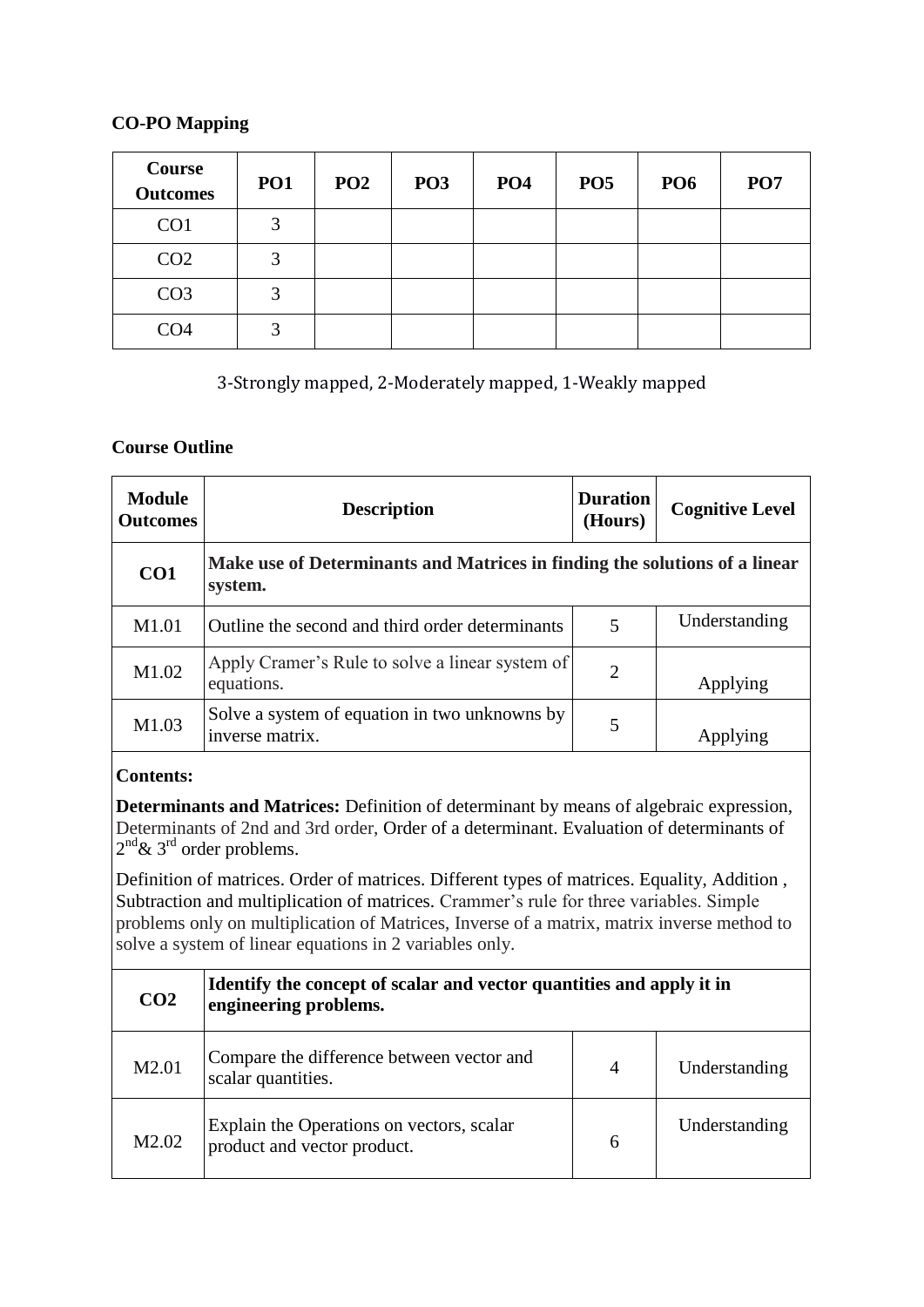**CO-PO Mapping**

| Course Outcomes | PO1 | PO2 | PO3 | PO4 | PO5 | PO6 | PO7 |
|---|---|---|---|---|---|---|---|
| CO1 | 3 | | | | | | |
| CO2 | 3 | | | | | | |
| CO3 | 3 | | | | | | |
| CO4 | 3 | | | | | | |

3-Strongly mapped, 2-Moderately mapped, 1-Weakly mapped

**Course Outline**

| Module Outcomes | Description | Duration (Hours) | Cognitive Level |
|---|---|---|---|
| **CO1** | **Make use of Determinants and Matrices in finding the solutions of a linear system.** | | |
| M1.01 | Outline the second and third order determinants | 5 | Understanding |
| M1.02 | Apply Cramer's Rule to solve a linear system of equations. | 2 | Applying |
| M1.03 | Solve a system of equation in two unknowns by inverse matrix. | 5 | Applying |
| **Contents:** **Determinants and Matrices:** Definition of determinant by means of algebraic expression, Determinants of 2nd and 3rd order, Order of a determinant. Evaluation of determinants of $2^{nd}$& $3^{rd}$ order problems. Definition of matrices. Order of matrices. Different types of matrices. Equality, Addition , Subtraction and multiplication of matrices. Crammer's rule for three variables. Simple problems only on multiplication of Matrices, Inverse of a matrix, matrix inverse method to solve a system of linear equations in 2 variables only. | | | |
| **CO2** | **Identify the concept of scalar and vector quantities and apply it in engineering problems.** | | |
| M2.01 | Compare the difference between vector and scalar quantities. | 4 | Understanding |
| M2.02 | Explain the Operations on vectors, scalar product and vector product. | 6 | Understanding |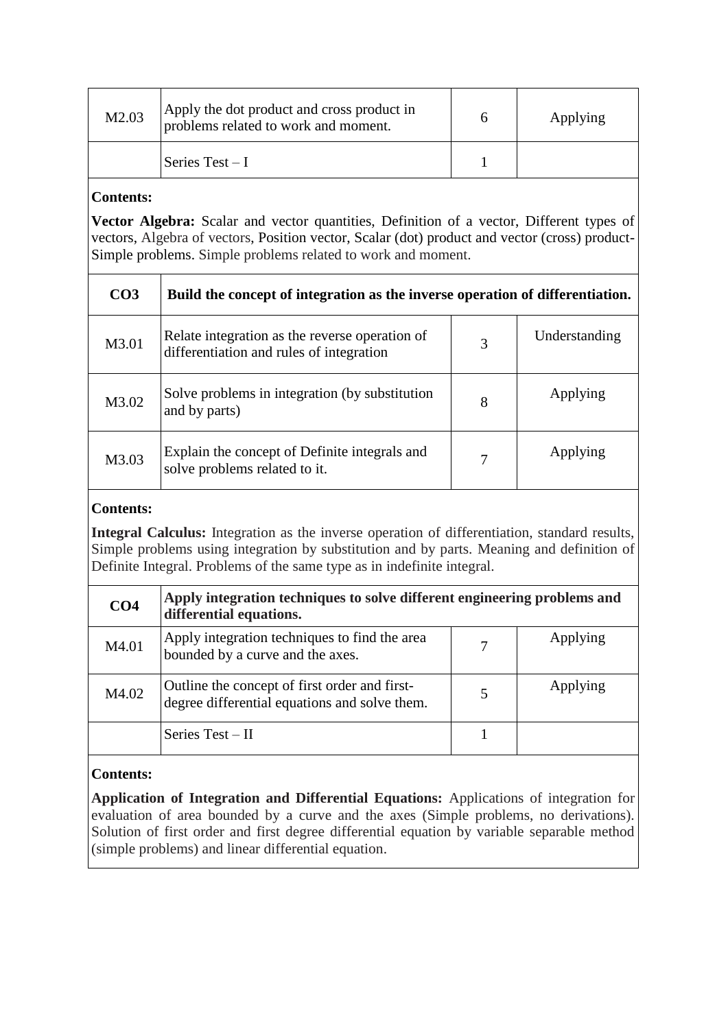| M2.03 | Apply the dot product and cross product in problems related to work and moment. | 6 | Applying |
|---|---|---|---|
| | Series Test – I | 1 | |

**Contents:**

**Vector Algebra:** Scalar and vector quantities, Definition of a vector, Different types of vectors, Algebra of vectors, Position vector, Scalar (dot) product and vector (cross) product-Simple problems. Simple problems related to work and moment.

| CO3 | Build the concept of integration as the inverse operation of differentiation. | | |
|---|---|---|---|
| M3.01 | Relate integration as the reverse operation of differentiation and rules of integration | 3 | Understanding |
| M3.02 | Solve problems in integration (by substitution and by parts) | 8 | Applying |
| M3.03 | Explain the concept of Definite integrals and solve problems related to it. | 7 | Applying |

**Contents:**

**Integral Calculus:** Integration as the inverse operation of differentiation, standard results, Simple problems using integration by substitution and by parts. Meaning and definition of Definite Integral. Problems of the same type as in indefinite integral.

| CO4 | Apply integration techniques to solve different engineering problems and differential equations. | | |
|---|---|---|---|
| M4.01 | Apply integration techniques to find the area bounded by a curve and the axes. | 7 | Applying |
| M4.02 | Outline the concept of first order and first-degree differential equations and solve them. | 5 | Applying |
| | Series Test – II | 1 | |

**Contents:**

**Application of Integration and Differential Equations:** Applications of integration for evaluation of area bounded by a curve and the axes (Simple problems, no derivations). Solution of first order and first degree differential equation by variable separable method (simple problems) and linear differential equation.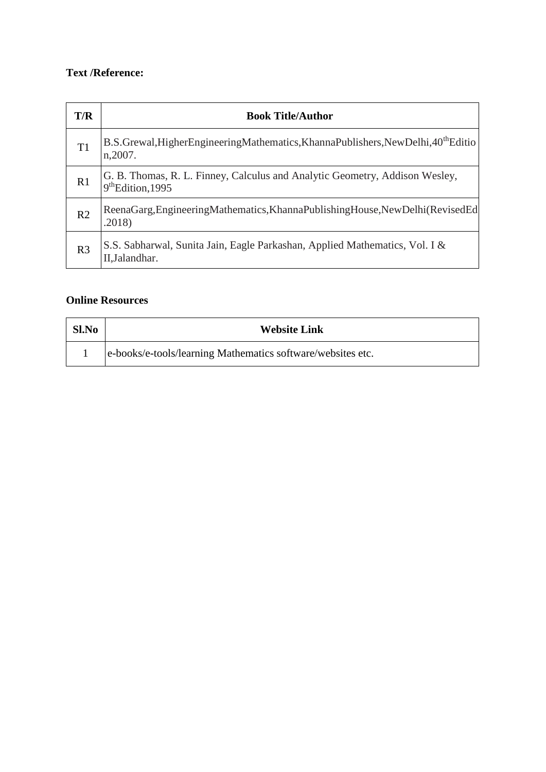**Text /Reference:**

| T/R | Book Title/Author |
|---|---|
| T1 | B.S.Grewal,HigherEngineeringMathematics,KhannaPublishers,NewDelhi,40thEdition,2007. |
| R1 | G. B. Thomas, R. L. Finney, Calculus and Analytic Geometry, Addison Wesley, 9thEdition,1995 |
| R2 | ReenaGarg,EngineeringMathematics,KhannaPublishingHouse,NewDelhi(RevisedEd.2018) |
| R3 | S.S. Sabharwal, Sunita Jain, Eagle Parkashan, Applied Mathematics, Vol. I & II,Jalandhar. |

**Online Resources**

| Sl.No | Website Link |
|---|---|
| 1 | e-books/e-tools/learning Mathematics software/websites etc. |